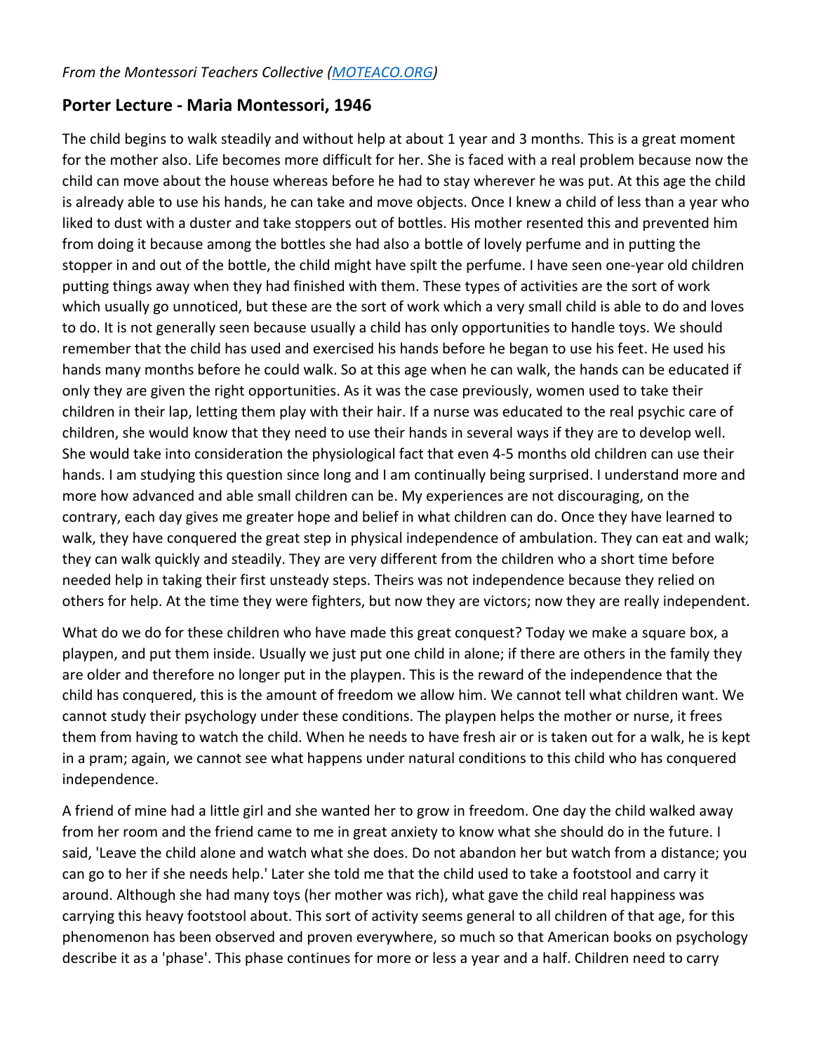*From the Montessori Teachers Collective ([MOTEACO.ORG](http://MOTEACO.ORG))*

## Porter Lecture - Maria Montessori, 1946

The child begins to walk steadily and without help at about 1 year and 3 months. This is a great moment for the mother also. Life becomes more difficult for her. She is faced with a real problem because now the child can move about the house whereas before he had to stay wherever he was put. At this age the child is already able to use his hands, he can take and move objects. Once I knew a child of less than a year who liked to dust with a duster and take stoppers out of bottles. His mother resented this and prevented him from doing it because among the bottles she had also a bottle of lovely perfume and in putting the stopper in and out of the bottle, the child might have spilt the perfume. I have seen one-year old children putting things away when they had finished with them. These types of activities are the sort of work which usually go unnoticed, but these are the sort of work which a very small child is able to do and loves to do. It is not generally seen because usually a child has only opportunities to handle toys. We should remember that the child has used and exercised his hands before he began to use his feet. He used his hands many months before he could walk. So at this age when he can walk, the hands can be educated if only they are given the right opportunities. As it was the case previously, women used to take their children in their lap, letting them play with their hair. If a nurse was educated to the real psychic care of children, she would know that they need to use their hands in several ways if they are to develop well. She would take into consideration the physiological fact that even 4-5 months old children can use their hands. I am studying this question since long and I am continually being surprised. I understand more and more how advanced and able small children can be. My experiences are not discouraging, on the contrary, each day gives me greater hope and belief in what children can do. Once they have learned to walk, they have conquered the great step in physical independence of ambulation. They can eat and walk; they can walk quickly and steadily. They are very different from the children who a short time before needed help in taking their first unsteady steps. Theirs was not independence because they relied on others for help. At the time they were fighters, but now they are victors; now they are really independent.

What do we do for these children who have made this great conquest? Today we make a square box, a playpen, and put them inside. Usually we just put one child in alone; if there are others in the family they are older and therefore no longer put in the playpen. This is the reward of the independence that the child has conquered, this is the amount of freedom we allow him. We cannot tell what children want. We cannot study their psychology under these conditions. The playpen helps the mother or nurse, it frees them from having to watch the child. When he needs to have fresh air or is taken out for a walk, he is kept in a pram; again, we cannot see what happens under natural conditions to this child who has conquered independence.

A friend of mine had a little girl and she wanted her to grow in freedom. One day the child walked away from her room and the friend came to me in great anxiety to know what she should do in the future. I said, 'Leave the child alone and watch what she does. Do not abandon her but watch from a distance; you can go to her if she needs help.' Later she told me that the child used to take a footstool and carry it around. Although she had many toys (her mother was rich), what gave the child real happiness was carrying this heavy footstool about. This sort of activity seems general to all children of that age, for this phenomenon has been observed and proven everywhere, so much so that American books on psychology describe it as a 'phase'. This phase continues for more or less a year and a half. Children need to carry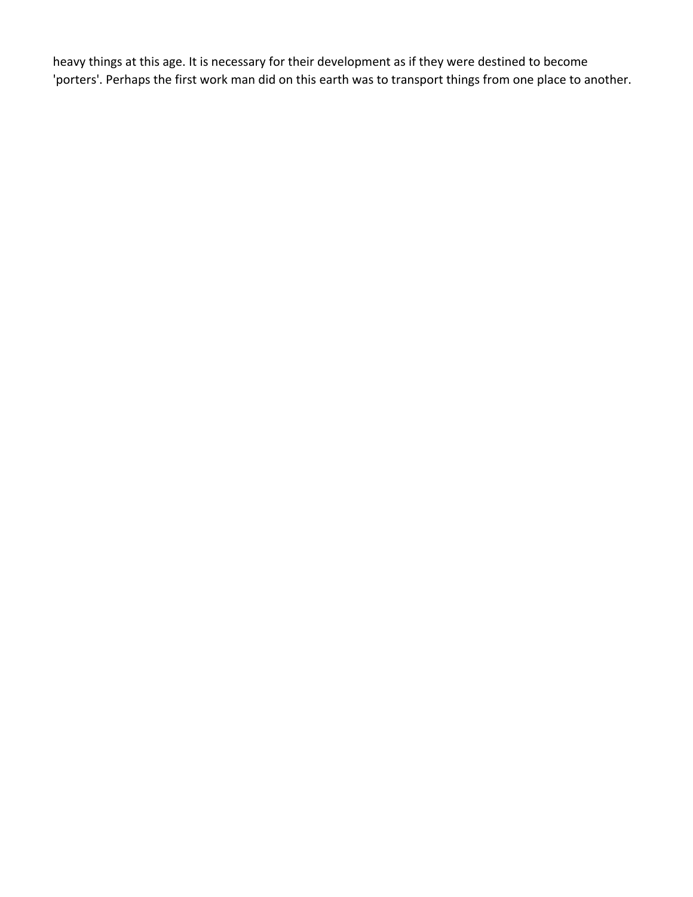heavy things at this age. It is necessary for their development as if they were destined to become 'porters'. Perhaps the first work man did on this earth was to transport things from one place to another.